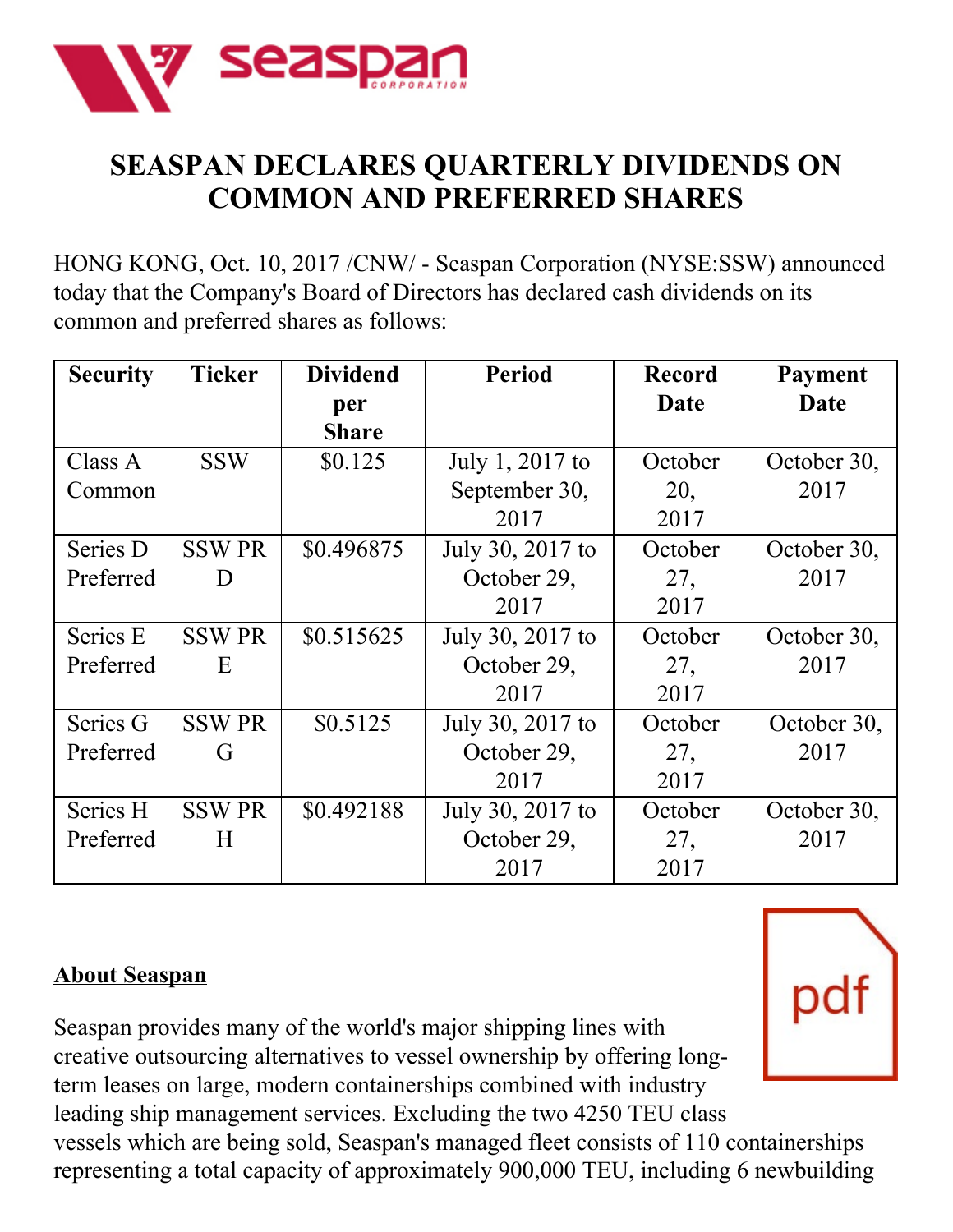# SEASPAN DECLARES QUARTERLY DIVIDENDS ON COMMON AND PREFERRED SHARES

HONG KONG, Oct. 10, 2017 /CNW/ - Seaspan Corporation (NYSE:SSW) announced today that the Company's Board of Directors has declared cash dividends on its common and preferred shares as follows:

| Security | Ticker | Dividend per Share | Period | Record Date | Payment Date |
|---|---|---|---|---|---|
| Class A Common | SSW | $0.125 | July 1, 2017 to September 30, 2017 | October 20, 2017 | October 30, 2017 |
| Series D Preferred | SSW PR D | $0.496875 | July 30, 2017 to October 29, 2017 | October 27, 2017 | October 30, 2017 |
| Series E Preferred | SSW PR E | $0.515625 | July 30, 2017 to October 29, 2017 | October 27, 2017 | October 30, 2017 |
| Series G Preferred | SSW PR G | $0.5125 | July 30, 2017 to October 29, 2017 | October 27, 2017 | October 30, 2017 |
| Series H Preferred | SSW PR H | $0.492188 | July 30, 2017 to October 29, 2017 | October 27, 2017 | October 30, 2017 |

## About Seaspan

Seaspan provides many of the world's major shipping lines with creative outsourcing alternatives to vessel ownership by offering long-term leases on large, modern containerships combined with industry leading ship management services. Excluding the two 4250 TEU class vessels which are being sold, Seaspan's managed fleet consists of 110 containerships representing a total capacity of approximately 900,000 TEU, including 6 newbuilding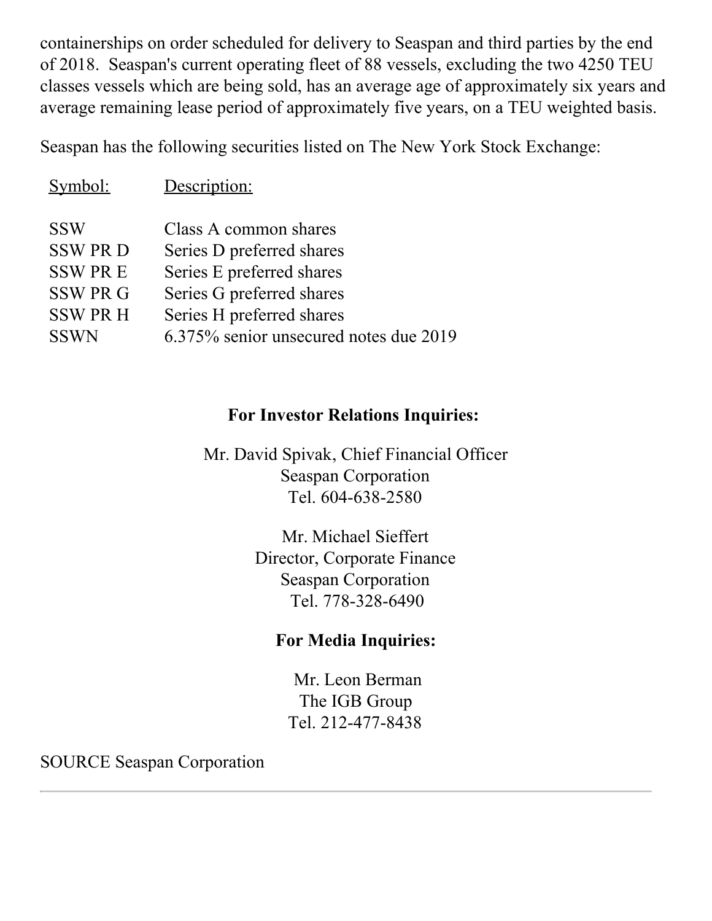containerships on order scheduled for delivery to Seaspan and third parties by the end of 2018. Seaspan's current operating fleet of 88 vessels, excluding the two 4250 TEU classes vessels which are being sold, has an average age of approximately six years and average remaining lease period of approximately five years, on a TEU weighted basis.

Seaspan has the following securities listed on The New York Stock Exchange:

| Symbol: | Description: |
|---|---|
| SSW | Class A common shares |
| SSW PR D | Series D preferred shares |
| SSW PR E | Series E preferred shares |
| SSW PR G | Series G preferred shares |
| SSW PR H | Series H preferred shares |
| SSWN | 6.375% senior unsecured notes due 2019 |

**For Investor Relations Inquiries:**

Mr. David Spivak, Chief Financial Officer
Seaspan Corporation
Tel. 604-638-2580

Mr. Michael Sieffert
Director, Corporate Finance
Seaspan Corporation
Tel. 778-328-6490

**For Media Inquiries:**

Mr. Leon Berman
The IGB Group
Tel. 212-477-8438

SOURCE Seaspan Corporation